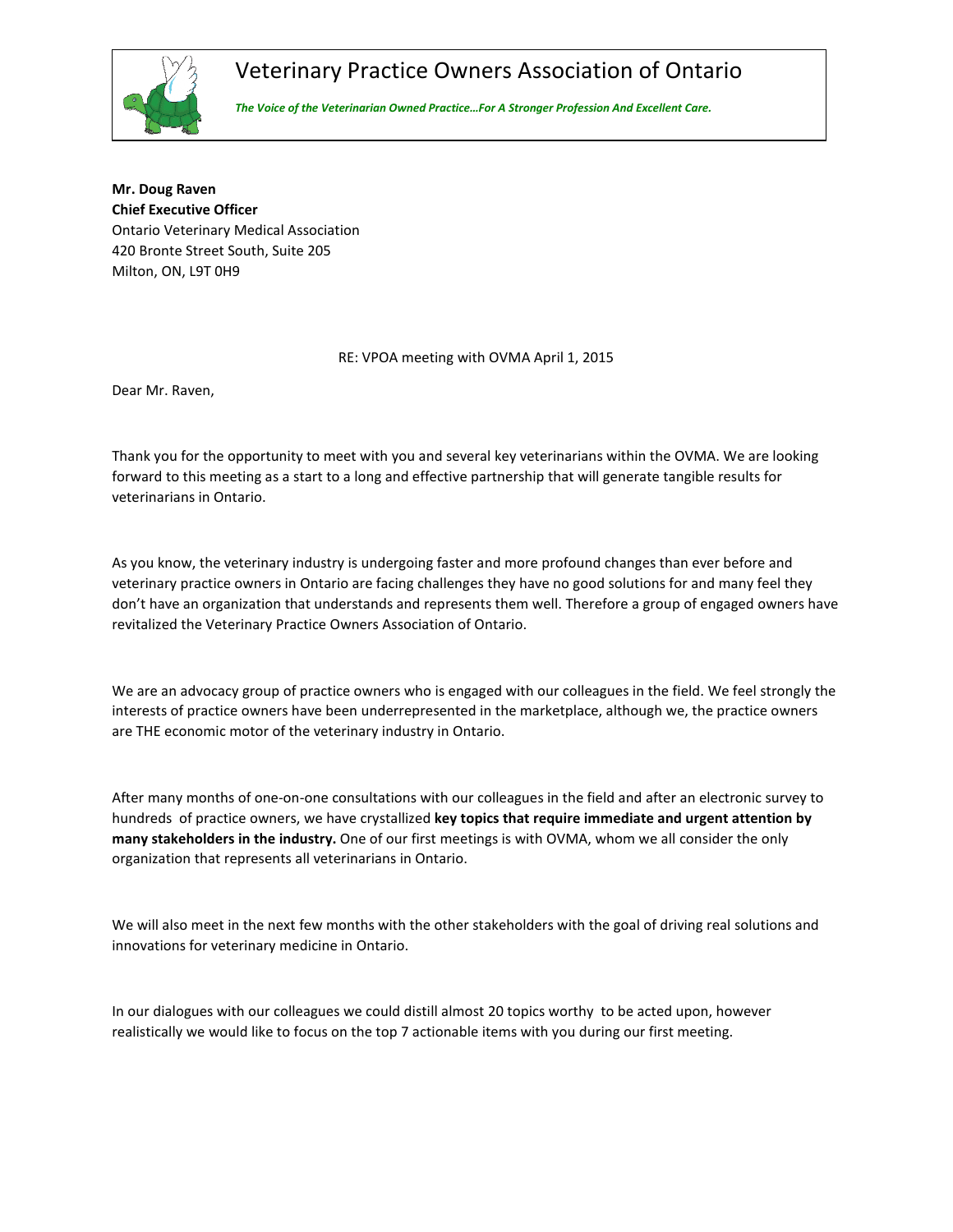# Veterinary Practice Owners Association of Ontario

***The Voice of the Veterinarian Owned Practice…For A Stronger Profession And Excellent Care.***

**Mr. Doug Raven**
**Chief Executive Officer**
Ontario Veterinary Medical Association
420 Bronte Street South, Suite 205
Milton, ON, L9T 0H9

RE: VPOA meeting with OVMA April 1, 2015

Dear Mr. Raven,

Thank you for the opportunity to meet with you and several key veterinarians within the OVMA. We are looking forward to this meeting as a start to a long and effective partnership that will generate tangible results for veterinarians in Ontario.

As you know, the veterinary industry is undergoing faster and more profound changes than ever before and veterinary practice owners in Ontario are facing challenges they have no good solutions for and many feel they don't have an organization that understands and represents them well. Therefore a group of engaged owners have revitalized the Veterinary Practice Owners Association of Ontario.

We are an advocacy group of practice owners who is engaged with our colleagues in the field. We feel strongly the interests of practice owners have been underrepresented in the marketplace, although we, the practice owners are THE economic motor of the veterinary industry in Ontario.

After many months of one-on-one consultations with our colleagues in the field and after an electronic survey to hundreds of practice owners, we have crystallized **key topics that require immediate and urgent attention by many stakeholders in the industry.** One of our first meetings is with OVMA, whom we all consider the only organization that represents all veterinarians in Ontario.

We will also meet in the next few months with the other stakeholders with the goal of driving real solutions and innovations for veterinary medicine in Ontario.

In our dialogues with our colleagues we could distill almost 20 topics worthy to be acted upon, however realistically we would like to focus on the top 7 actionable items with you during our first meeting.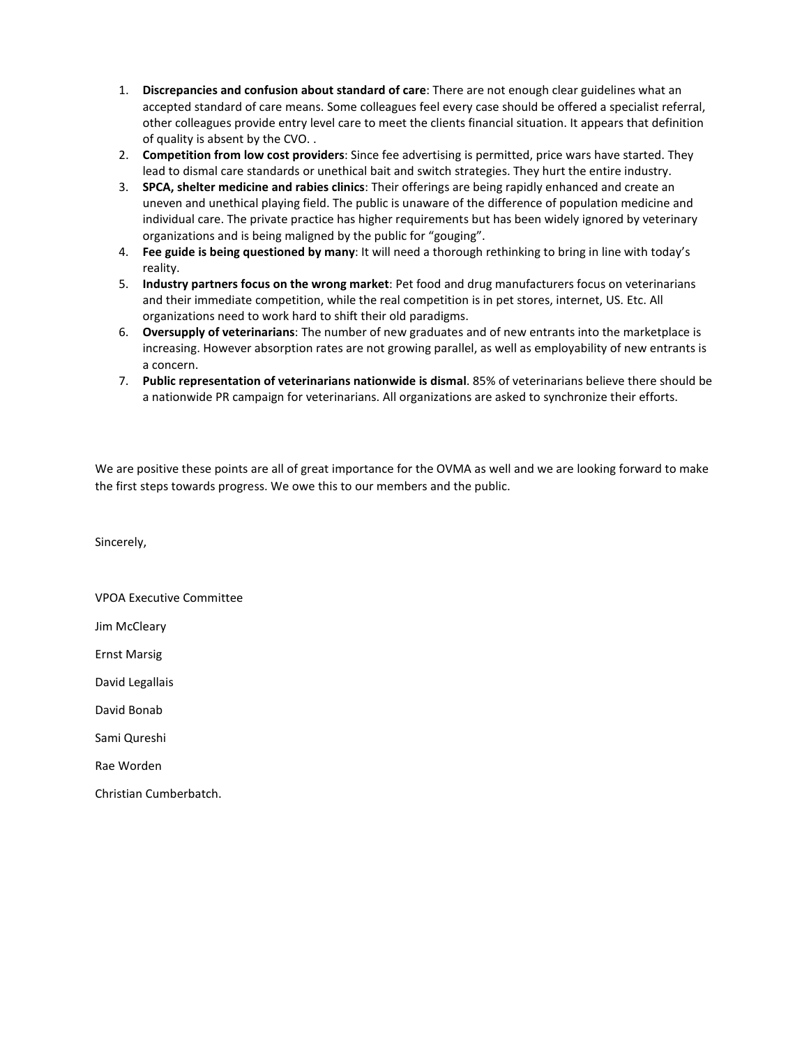1. **Discrepancies and confusion about standard of care**: There are not enough clear guidelines what an accepted standard of care means. Some colleagues feel every case should be offered a specialist referral, other colleagues provide entry level care to meet the clients financial situation. It appears that definition of quality is absent by the CVO. .
2. **Competition from low cost providers**: Since fee advertising is permitted, price wars have started. They lead to dismal care standards or unethical bait and switch strategies. They hurt the entire industry.
3. **SPCA, shelter medicine and rabies clinics**: Their offerings are being rapidly enhanced and create an uneven and unethical playing field. The public is unaware of the difference of population medicine and individual care. The private practice has higher requirements but has been widely ignored by veterinary organizations and is being maligned by the public for "gouging".
4. **Fee guide is being questioned by many**: It will need a thorough rethinking to bring in line with today's reality.
5. **Industry partners focus on the wrong market**: Pet food and drug manufacturers focus on veterinarians and their immediate competition, while the real competition is in pet stores, internet, US. Etc. All organizations need to work hard to shift their old paradigms.
6. **Oversupply of veterinarians**: The number of new graduates and of new entrants into the marketplace is increasing. However absorption rates are not growing parallel, as well as employability of new entrants is a concern.
7. **Public representation of veterinarians nationwide is dismal**. 85% of veterinarians believe there should be a nationwide PR campaign for veterinarians. All organizations are asked to synchronize their efforts.

We are positive these points are all of great importance for the OVMA as well and we are looking forward to make the first steps towards progress. We owe this to our members and the public.

Sincerely,

VPOA Executive Committee

Jim McCleary

Ernst Marsig

David Legallais

David Bonab

Sami Qureshi

Rae Worden

Christian Cumberbatch.